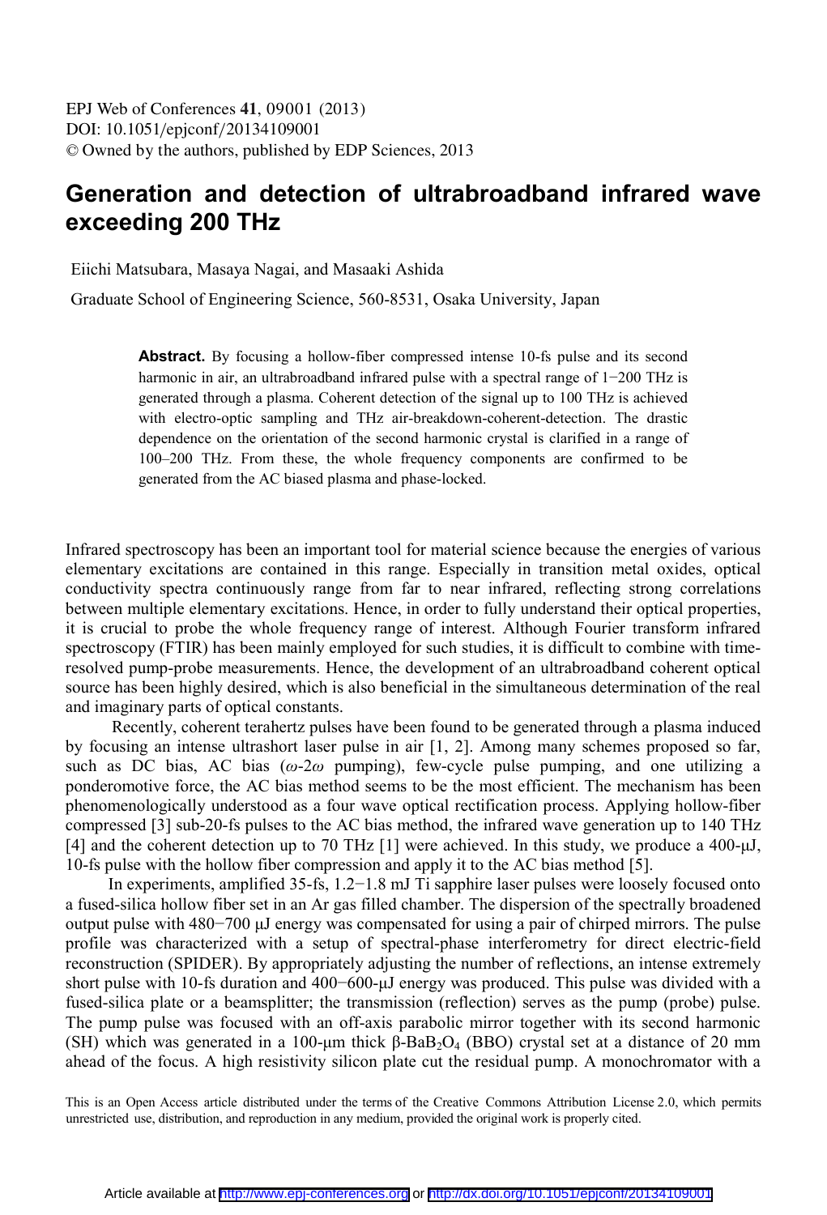# Generation and detection of ultrabroadband infrared wave exceeding 200 THz

Eiichi Matsubara, Masaya Nagai, and Masaaki Ashida

Graduate School of Engineering Science, 560-8531, Osaka University, Japan

**Abstract.** By focusing a hollow-fiber compressed intense 10-fs pulse and its second harmonic in air, an ultrabroadband infrared pulse with a spectral range of 1−200 THz is generated through a plasma. Coherent detection of the signal up to 100 THz is achieved with electro-optic sampling and THz air-breakdown-coherent-detection. The drastic dependence on the orientation of the second harmonic crystal is clarified in a range of 100–200 THz. From these, the whole frequency components are confirmed to be generated from the AC biased plasma and phase-locked.

Infrared spectroscopy has been an important tool for material science because the energies of various elementary excitations are contained in this range. Especially in transition metal oxides, optical conductivity spectra continuously range from far to near infrared, reflecting strong correlations between multiple elementary excitations. Hence, in order to fully understand their optical properties, it is crucial to probe the whole frequency range of interest. Although Fourier transform infrared spectroscopy (FTIR) has been mainly employed for such studies, it is difficult to combine with time-resolved pump-probe measurements. Hence, the development of an ultrabroadband coherent optical source has been highly desired, which is also beneficial in the simultaneous determination of the real and imaginary parts of optical constants.

Recently, coherent terahertz pulses have been found to be generated through a plasma induced by focusing an intense ultrashort laser pulse in air [1, 2]. Among many schemes proposed so far, such as DC bias, AC bias ($\omega$-2$\omega$ pumping), few-cycle pulse pumping, and one utilizing a ponderomotive force, the AC bias method seems to be the most efficient. The mechanism has been phenomenologically understood as a four wave optical rectification process. Applying hollow-fiber compressed [3] sub-20-fs pulses to the AC bias method, the infrared wave generation up to 140 THz [4] and the coherent detection up to 70 THz [1] were achieved. In this study, we produce a 400-μJ, 10-fs pulse with the hollow fiber compression and apply it to the AC bias method [5].

In experiments, amplified 35-fs, 1.2−1.8 mJ Ti sapphire laser pulses were loosely focused onto a fused-silica hollow fiber set in an Ar gas filled chamber. The dispersion of the spectrally broadened output pulse with 480−700 μJ energy was compensated for using a pair of chirped mirrors. The pulse profile was characterized with a setup of spectral-phase interferometry for direct electric-field reconstruction (SPIDER). By appropriately adjusting the number of reflections, an intense extremely short pulse with 10-fs duration and 400−600-μJ energy was produced. This pulse was divided with a fused-silica plate or a beamsplitter; the transmission (reflection) serves as the pump (probe) pulse. The pump pulse was focused with an off-axis parabolic mirror together with its second harmonic (SH) which was generated in a 100-μm thick β-$BaB_2O_4$ (BBO) crystal set at a distance of 20 mm ahead of the focus. A high resistivity silicon plate cut the residual pump. A monochromator with a

This is an Open Access article distributed under the terms of the Creative Commons Attribution License 2.0, which permits unrestricted use, distribution, and reproduction in any medium, provided the original work is properly cited.

Article available at http://www.epj-conferences.org or http://dx.doi.org/10.1051/epjconf/20134109001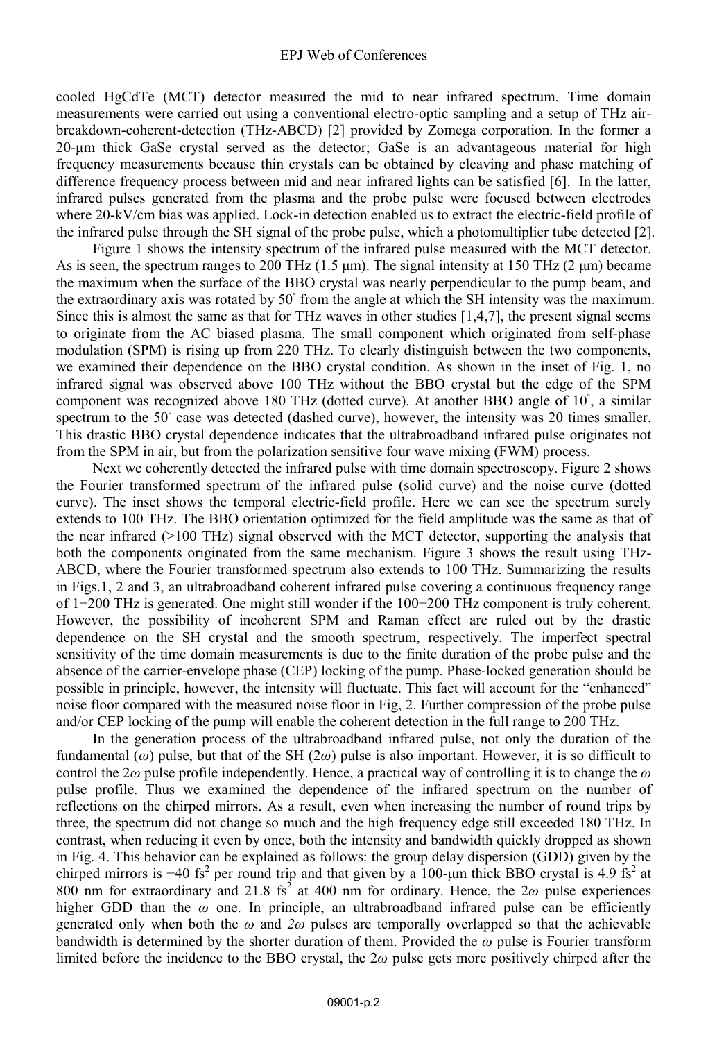cooled HgCdTe (MCT) detector measured the mid to near infrared spectrum. Time domain measurements were carried out using a conventional electro-optic sampling and a setup of THz air-breakdown-coherent-detection (THz-ABCD) [2] provided by Zomega corporation. In the former a 20-μm thick GaSe crystal served as the detector; GaSe is an advantageous material for high frequency measurements because thin crystals can be obtained by cleaving and phase matching of difference frequency process between mid and near infrared lights can be satisfied [6]. In the latter, infrared pulses generated from the plasma and the probe pulse were focused between electrodes where 20-kV/cm bias was applied. Lock-in detection enabled us to extract the electric-field profile of the infrared pulse through the SH signal of the probe pulse, which a photomultiplier tube detected [2].

Figure 1 shows the intensity spectrum of the infrared pulse measured with the MCT detector. As is seen, the spectrum ranges to 200 THz (1.5 μm). The signal intensity at 150 THz (2 μm) became the maximum when the surface of the BBO crystal was nearly perpendicular to the pump beam, and the extraordinary axis was rotated by 50° from the angle at which the SH intensity was the maximum. Since this is almost the same as that for THz waves in other studies [1,4,7], the present signal seems to originate from the AC biased plasma. The small component which originated from self-phase modulation (SPM) is rising up from 220 THz. To clearly distinguish between the two components, we examined their dependence on the BBO crystal condition. As shown in the inset of Fig. 1, no infrared signal was observed above 100 THz without the BBO crystal but the edge of the SPM component was recognized above 180 THz (dotted curve). At another BBO angle of 10°, a similar spectrum to the 50° case was detected (dashed curve), however, the intensity was 20 times smaller. This drastic BBO crystal dependence indicates that the ultrabroadband infrared pulse originates not from the SPM in air, but from the polarization sensitive four wave mixing (FWM) process.

Next we coherently detected the infrared pulse with time domain spectroscopy. Figure 2 shows the Fourier transformed spectrum of the infrared pulse (solid curve) and the noise curve (dotted curve). The inset shows the temporal electric-field profile. Here we can see the spectrum surely extends to 100 THz. The BBO orientation optimized for the field amplitude was the same as that of the near infrared (>100 THz) signal observed with the MCT detector, supporting the analysis that both the components originated from the same mechanism. Figure 3 shows the result using THz-ABCD, where the Fourier transformed spectrum also extends to 100 THz. Summarizing the results in Figs.1, 2 and 3, an ultrabroadband coherent infrared pulse covering a continuous frequency range of 1−200 THz is generated. One might still wonder if the 100−200 THz component is truly coherent. However, the possibility of incoherent SPM and Raman effect are ruled out by the drastic dependence on the SH crystal and the smooth spectrum, respectively. The imperfect spectral sensitivity of the time domain measurements is due to the finite duration of the probe pulse and the absence of the carrier-envelope phase (CEP) locking of the pump. Phase-locked generation should be possible in principle, however, the intensity will fluctuate. This fact will account for the "enhanced" noise floor compared with the measured noise floor in Fig, 2. Further compression of the probe pulse and/or CEP locking of the pump will enable the coherent detection in the full range to 200 THz.

In the generation process of the ultrabroadband infrared pulse, not only the duration of the fundamental ($\omega$) pulse, but that of the SH ($2\omega$) pulse is also important. However, it is so difficult to control the $2\omega$ pulse profile independently. Hence, a practical way of controlling it is to change the $\omega$ pulse profile. Thus we examined the dependence of the infrared spectrum on the number of reflections on the chirped mirrors. As a result, even when increasing the number of round trips by three, the spectrum did not change so much and the high frequency edge still exceeded 180 THz. In contrast, when reducing it even by once, both the intensity and bandwidth quickly dropped as shown in Fig. 4. This behavior can be explained as follows: the group delay dispersion (GDD) given by the chirped mirrors is −40 fs$^2$ per round trip and that given by a 100-μm thick BBO crystal is 4.9 fs$^2$ at 800 nm for extraordinary and 21.8 fs$^2$ at 400 nm for ordinary. Hence, the $2\omega$ pulse experiences higher GDD than the $\omega$ one. In principle, an ultrabroadband infrared pulse can be efficiently generated only when both the $\omega$ and $2\omega$ pulses are temporally overlapped so that the achievable bandwidth is determined by the shorter duration of them. Provided the $\omega$ pulse is Fourier transform limited before the incidence to the BBO crystal, the $2\omega$ pulse gets more positively chirped after the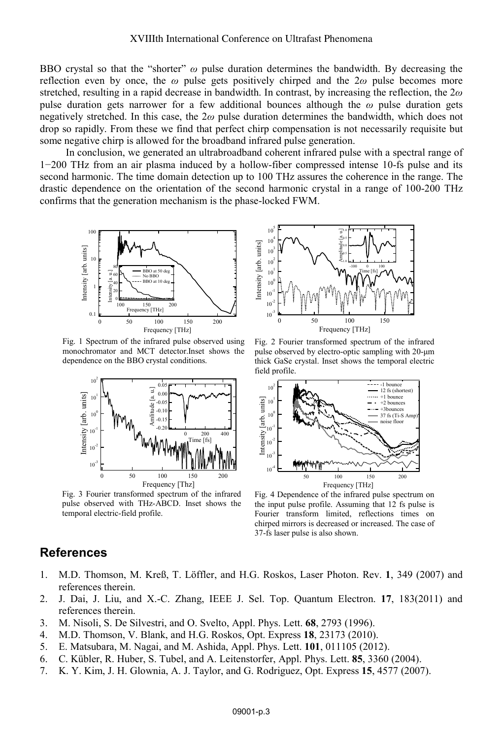BBO crystal so that the "shorter" $\omega$ pulse duration determines the bandwidth. By decreasing the reflection even by once, the $\omega$ pulse gets positively chirped and the $2\omega$ pulse becomes more stretched, resulting in a rapid decrease in bandwidth. In contrast, by increasing the reflection, the $2\omega$ pulse duration gets narrower for a few additional bounces although the $\omega$ pulse duration gets negatively stretched. In this case, the $2\omega$ pulse duration determines the bandwidth, which does not drop so rapidly. From these we find that perfect chirp compensation is not necessarily requisite but some negative chirp is allowed for the broadband infrared pulse generation.

In conclusion, we generated an ultrabroadband coherent infrared pulse with a spectral range of 1−200 THz from an air plasma induced by a hollow-fiber compressed intense 10-fs pulse and its second harmonic. The time domain detection up to 100 THz assures the coherence in the range. The drastic dependence on the orientation of the second harmonic crystal in a range of 100-200 THz confirms that the generation mechanism is the phase-locked FWM.

Intensity [arb. units]
Frequency [THz]
Intensity [a.u.]
Frequency [THz]
BBO at 50 deg
No BBO
BBO at 10 deg

Fig. 1 Spectrum of the infrared pulse observed using monochromator and MCT detector.Inset shows the dependence on the BBO crystal conditions.

Intensity [arb. units]
Frequency [THz]
Amplitude [a.u.]
Time [fs]

Fig. 2 Fourier transformed spectrum of the infrared pulse observed by electro-optic sampling with 20-μm thick GaSe crystal. Inset shows the temporal electric field profile.

Intensity [arb. units]
Frequency [Thz]
Amlitude [a. u.]
Time [fs]

Fig. 3 Fourier transformed spectrum of the infrared pulse observed with THz-ABCD. Inset shows the temporal electric-field profile.

Intensity [arb. units]
Frequency [THz]
-1 bounce
12 fs (shortest)
+1 bounce
+2 bounces
+3bounces
37 fs (Ti-S Amp)
noise floor

Fig. 4 Dependence of the infrared pulse spectrum on the input pulse profile. Assuming that 12 fs pulse is Fourier transform limited, reflections times on chirped mirrors is decreased or increased. The case of 37-fs laser pulse is also shown.

## References

1. M.D. Thomson, M. Kreß, T. Löffler, and H.G. Roskos, Laser Photon. Rev. **1**, 349 (2007) and references therein.
2. J. Dai, J. Liu, and X.-C. Zhang, IEEE J. Sel. Top. Quantum Electron. **17**, 183(2011) and references therein.
3. M. Nisoli, S. De Silvestri, and O. Svelto, Appl. Phys. Lett. **68**, 2793 (1996).
4. M.D. Thomson, V. Blank, and H.G. Roskos, Opt. Express **18**, 23173 (2010).
5. E. Matsubara, M. Nagai, and M. Ashida, Appl. Phys. Lett. **101**, 011105 (2012).
6. C. Kübler, R. Huber, S. Tubel, and A. Leitenstorfer, Appl. Phys. Lett. **85**, 3360 (2004).
7. K. Y. Kim, J. H. Glownia, A. J. Taylor, and G. Rodriguez, Opt. Express **15**, 4577 (2007).